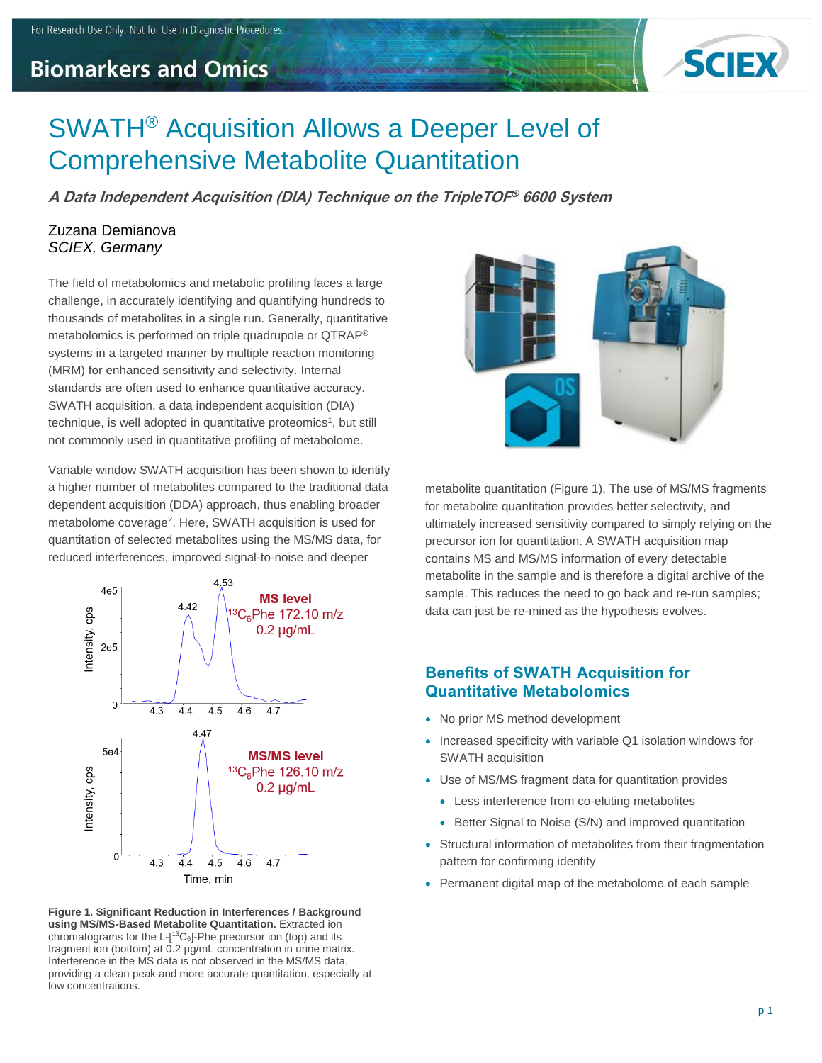# SWATH® Acquisition Allows a Deeper Level of Comprehensive Metabolite Quantitation

***A Data Independent Acquisition (DIA) Technique on the TripleTOF® 6600 System***

Zuzana Demianova
*SCIEX, Germany*

The field of metabolomics and metabolic profiling faces a large challenge, in accurately identifying and quantifying hundreds to thousands of metabolites in a single run. Generally, quantitative metabolomics is performed on triple quadrupole or QTRAP® systems in a targeted manner by multiple reaction monitoring (MRM) for enhanced sensitivity and selectivity. Internal standards are often used to enhance quantitative accuracy. SWATH acquisition, a data independent acquisition (DIA) technique, is well adopted in quantitative proteomics[1], but still not commonly used in quantitative profiling of metabolome.

Variable window SWATH acquisition has been shown to identify a higher number of metabolites compared to the traditional data dependent acquisition (DDA) approach, thus enabling broader metabolome coverage[2]. Here, SWATH acquisition is used for quantitation of selected metabolites using the MS/MS data, for reduced interferences, improved signal-to-noise and deeper metabolite quantitation (Figure 1). The use of MS/MS fragments for metabolite quantitation provides better selectivity, and ultimately increased sensitivity compared to simply relying on the precursor ion for quantitation. A SWATH acquisition map contains MS and MS/MS information of every detectable metabolite in the sample and is therefore a digital archive of the sample. This reduces the need to go back and re-run samples; data can just be re-mined as the hypothesis evolves.

**Figure 1. Significant Reduction in Interferences / Background using MS/MS-Based Metabolite Quantitation.** Extracted ion chromatograms for the L-[$^{13}C_6$]-Phe precursor ion (top) and its fragment ion (bottom) at 0.2 µg/mL concentration in urine matrix. Interference in the MS data is not observed in the MS/MS data, providing a clean peak and more accurate quantitation, especially at low concentrations.

## Benefits of SWATH Acquisition for Quantitative Metabolomics

- No prior MS method development
- Increased specificity with variable Q1 isolation windows for SWATH acquisition
- Use of MS/MS fragment data for quantitation provides
  - Less interference from co-eluting metabolites
  - Better Signal to Noise (S/N) and improved quantitation
- Structural information of metabolites from their fragmentation pattern for confirming identity
- Permanent digital map of the metabolome of each sample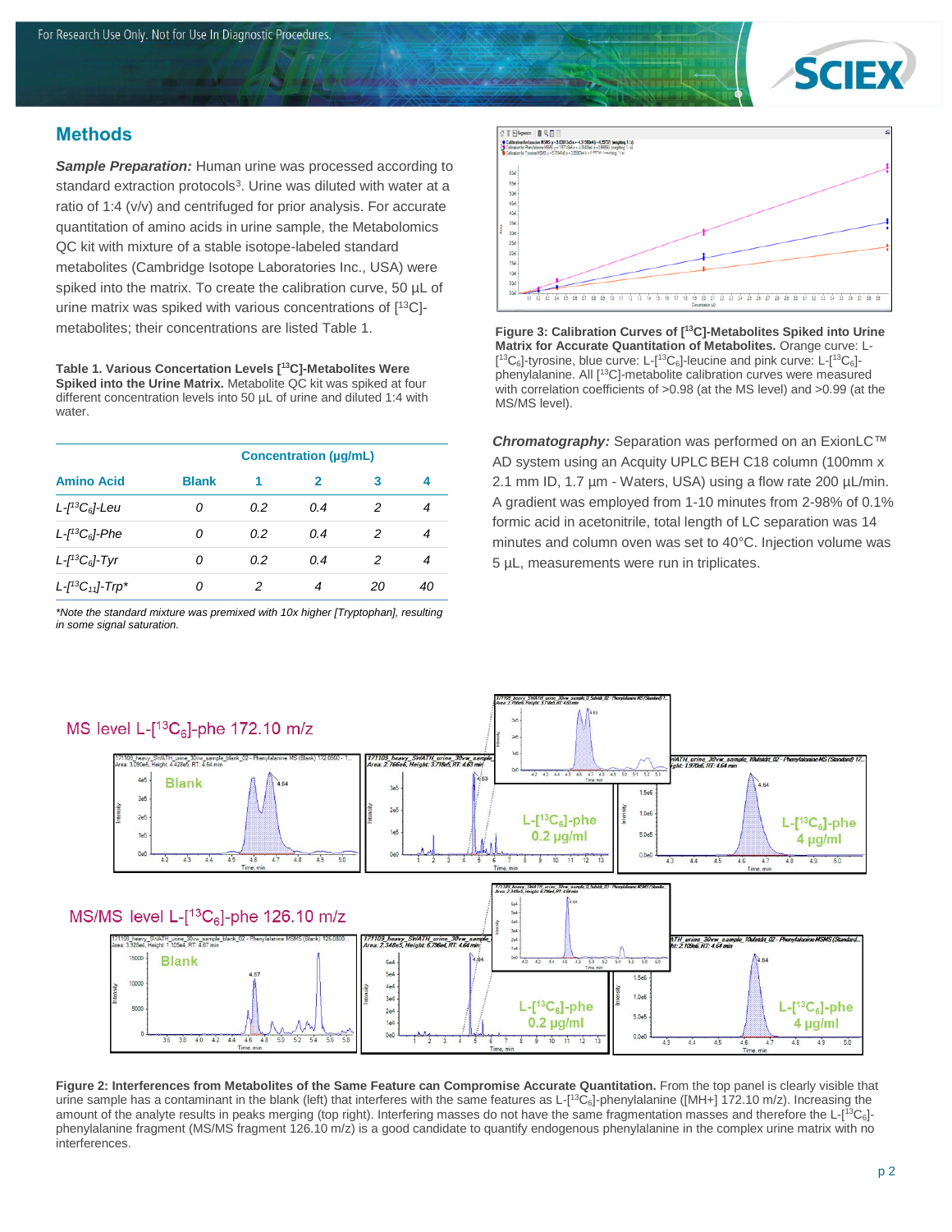## Methods

***Sample Preparation:*** Human urine was processed according to standard extraction protocols[3]. Urine was diluted with water at a ratio of 1:4 (v/v) and centrifuged for prior analysis. For accurate quantitation of amino acids in urine sample, the Metabolomics QC kit with mixture of a stable isotope-labeled standard metabolites (Cambridge Isotope Laboratories Inc., USA) were spiked into the matrix. To create the calibration curve, 50 µL of urine matrix was spiked with various concentrations of [$^{13}$C]-metabolites; their concentrations are listed Table 1.

**Table 1. Various Concertation Levels [$^{13}$C]-Metabolites Were Spiked into the Urine Matrix.** Metabolite QC kit was spiked at four different concentration levels into 50 µL of urine and diluted 1:4 with water.

| | | Concentration (µg/mL) | | | |
|---|---|---|---|---|---|
| **Amino Acid** | **Blank** | **1** | **2** | **3** | **4** |
| *L-[$^{13}C_6$]-Leu* | *0* | *0.2* | *0.4* | *2* | *4* |
| *L-[$^{13}C_6$]-Phe* | *0* | *0.2* | *0.4* | *2* | *4* |
| *L-[$^{13}C_6$]-Tyr* | *0* | *0.2* | *0.4* | *2* | *4* |
| *L-[$^{13}C_{11}$]-Trp** | *0* | *2* | *4* | *20* | *40* |

*\*Note the standard mixture was premixed with 10x higher [Tryptophan], resulting in some signal saturation.*

**Figure 3: Calibration Curves of [$^{13}$C]-Metabolites Spiked into Urine Matrix for Accurate Quantitation of Metabolites.** Orange curve: L-[$^{13}C_6$]-tyrosine, blue curve: L-[$^{13}C_6$]-leucine and pink curve: L-[$^{13}C_6$]-phenylalanine. All [$^{13}$C]-metabolite calibration curves were measured with correlation coefficients of >0.98 (at the MS level) and >0.99 (at the MS/MS level).

***Chromatography:*** Separation was performed on an ExionLC™ AD system using an Acquity UPLC BEH C18 column (100mm x 2.1 mm ID, 1.7 µm - Waters, USA) using a flow rate 200 µL/min. A gradient was employed from 1-10 minutes from 2-98% of 0.1% formic acid in acetonitrile, total length of LC separation was 14 minutes and column oven was set to 40°C. Injection volume was 5 µL, measurements were run in triplicates.

**Figure 2: Interferences from Metabolites of the Same Feature can Compromise Accurate Quantitation.** From the top panel is clearly visible that urine sample has a contaminant in the blank (left) that interferes with the same features as L-[$^{13}C_6$]-phenylalanine ([MH+] 172.10 m/z). Increasing the amount of the analyte results in peaks merging (top right). Interfering masses do not have the same fragmentation masses and therefore the L-[$^{13}C_6$]-phenylalanine fragment (MS/MS fragment 126.10 m/z) is a good candidate to quantify endogenous phenylalanine in the complex urine matrix with no interferences.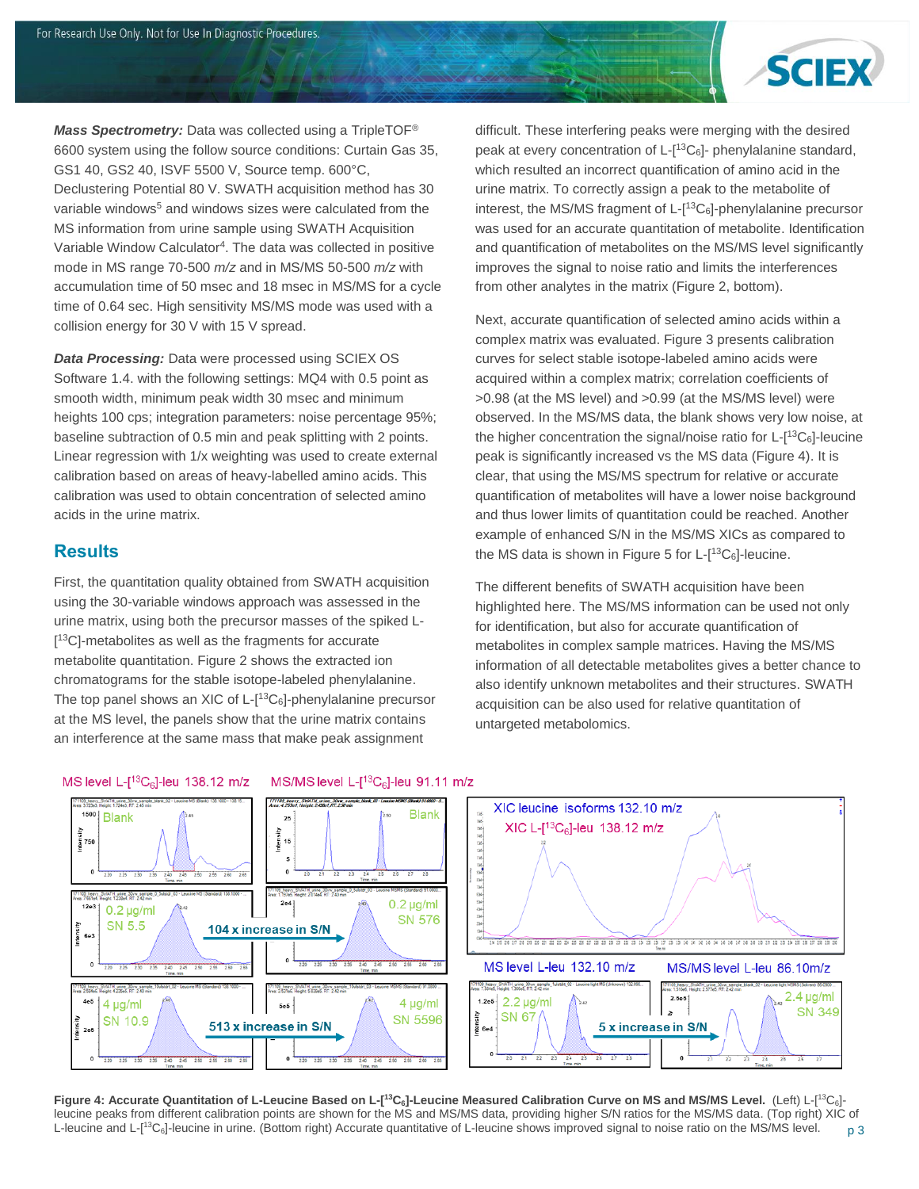***Mass Spectrometry:*** Data was collected using a TripleTOF® 6600 system using the follow source conditions: Curtain Gas 35, GS1 40, GS2 40, ISVF 5500 V, Source temp. 600°C, Declustering Potential 80 V. SWATH acquisition method has 30 variable windows[5] and windows sizes were calculated from the MS information from urine sample using SWATH Acquisition Variable Window Calculator[4]. The data was collected in positive mode in MS range 70-500 *m/z* and in MS/MS 50-500 *m/z* with accumulation time of 50 msec and 18 msec in MS/MS for a cycle time of 0.64 sec. High sensitivity MS/MS mode was used with a collision energy for 30 V with 15 V spread.

***Data Processing:*** Data were processed using SCIEX OS Software 1.4. with the following settings: MQ4 with 0.5 point as smooth width, minimum peak width 30 msec and minimum heights 100 cps; integration parameters: noise percentage 95%; baseline subtraction of 0.5 min and peak splitting with 2 points. Linear regression with 1/x weighting was used to create external calibration based on areas of heavy-labelled amino acids. This calibration was used to obtain concentration of selected amino acids in the urine matrix.

## Results

First, the quantitation quality obtained from SWATH acquisition using the 30-variable windows approach was assessed in the urine matrix, using both the precursor masses of the spiked L-[$^{13}$C]-metabolites as well as the fragments for accurate metabolite quantitation. Figure 2 shows the extracted ion chromatograms for the stable isotope-labeled phenylalanine. The top panel shows an XIC of L-[$^{13}C_6$]-phenylalanine precursor at the MS level, the panels show that the urine matrix contains an interference at the same mass that make peak assignment difficult. These interfering peaks were merging with the desired peak at every concentration of L-[$^{13}C_6$]- phenylalanine standard, which resulted an incorrect quantification of amino acid in the urine matrix. To correctly assign a peak to the metabolite of interest, the MS/MS fragment of L-[$^{13}C_6$]-phenylalanine precursor was used for an accurate quantitation of metabolite. Identification and quantification of metabolites on the MS/MS level significantly improves the signal to noise ratio and limits the interferences from other analytes in the matrix (Figure 2, bottom).

Next, accurate quantification of selected amino acids within a complex matrix was evaluated. Figure 3 presents calibration curves for select stable isotope-labeled amino acids were acquired within a complex matrix; correlation coefficients of >0.98 (at the MS level) and >0.99 (at the MS/MS level) were observed. In the MS/MS data, the blank shows very low noise, at the higher concentration the signal/noise ratio for L-[$^{13}C_6$]-leucine peak is significantly increased vs the MS data (Figure 4). It is clear, that using the MS/MS spectrum for relative or accurate quantification of metabolites will have a lower noise background and thus lower limits of quantitation could be reached. Another example of enhanced S/N in the MS/MS XICs as compared to the MS data is shown in Figure 5 for L-[$^{13}C_6$]-leucine.

The different benefits of SWATH acquisition have been highlighted here. The MS/MS information can be used not only for identification, but also for accurate quantification of metabolites in complex sample matrices. Having the MS/MS information of all detectable metabolites gives a better chance to also identify unknown metabolites and their structures. SWATH acquisition can be also used for relative quantitation of untargeted metabolomics.

**Figure 4: Accurate Quantitation of L-Leucine Based on L-[$^{13}C_6$]-Leucine Measured Calibration Curve on MS and MS/MS Level.** (Left) L-[$^{13}C_6$]-leucine peaks from different calibration points are shown for the MS and MS/MS data, providing higher S/N ratios for the MS/MS data. (Top right) XIC of L-leucine and L-[$^{13}C_6$]-leucine in urine. (Bottom right) Accurate quantitative of L-leucine shows improved signal to noise ratio on the MS/MS level.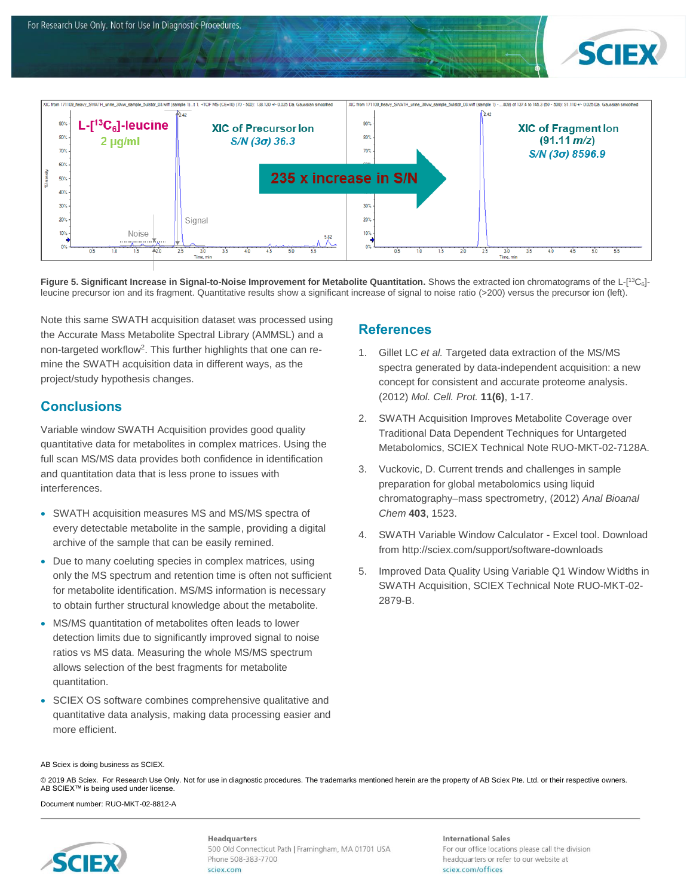L-[$^{13}C_6$]-leucine

2 µg/ml

XIC of Precursor Ion

*S/N (3σ) 36.3*

Noise

Signal

235 x increase in S/N

XIC of Fragment Ion

(91.11 *m/z*)

*S/N (3σ) 8596.9*

**Figure 5. Significant Increase in Signal-to-Noise Improvement for Metabolite Quantitation.** Shows the extracted ion chromatograms of the L-[$^{13}C_6$]-leucine precursor ion and its fragment. Quantitative results show a significant increase of signal to noise ratio (>200) versus the precursor ion (left).

Note this same SWATH acquisition dataset was processed using the Accurate Mass Metabolite Spectral Library (AMMSL) and a non-targeted workflow[2]. This further highlights that one can re-mine the SWATH acquisition data in different ways, as the project/study hypothesis changes.

## Conclusions

Variable window SWATH Acquisition provides good quality quantitative data for metabolites in complex matrices. Using the full scan MS/MS data provides both confidence in identification and quantitation data that is less prone to issues with interferences.

- SWATH acquisition measures MS and MS/MS spectra of every detectable metabolite in the sample, providing a digital archive of the sample that can be easily remined.
- Due to many coeluting species in complex matrices, using only the MS spectrum and retention time is often not sufficient for metabolite identification. MS/MS information is necessary to obtain further structural knowledge about the metabolite.
- MS/MS quantitation of metabolites often leads to lower detection limits due to significantly improved signal to noise ratios vs MS data. Measuring the whole MS/MS spectrum allows selection of the best fragments for metabolite quantitation.
- SCIEX OS software combines comprehensive qualitative and quantitative data analysis, making data processing easier and more efficient.

## References

1. Gillet LC *et al.* Targeted data extraction of the MS/MS spectra generated by data-independent acquisition: a new concept for consistent and accurate proteome analysis. (2012) *Mol. Cell. Prot.* **11(6)**, 1-17.
2. SWATH Acquisition Improves Metabolite Coverage over Traditional Data Dependent Techniques for Untargeted Metabolomics, SCIEX Technical Note RUO-MKT-02-7128A.
3. Vuckovic, D. Current trends and challenges in sample preparation for global metabolomics using liquid chromatography–mass spectrometry, (2012) *Anal Bioanal Chem* **403**, 1523.
4. SWATH Variable Window Calculator - Excel tool. Download from http://sciex.com/support/software-downloads
5. Improved Data Quality Using Variable Q1 Window Widths in SWATH Acquisition, SCIEX Technical Note RUO-MKT-02-2879-B.

AB Sciex is doing business as SCIEX.

© 2019 AB Sciex. For Research Use Only. Not for use in diagnostic procedures. The trademarks mentioned herein are the property of AB Sciex Pte. Ltd. or their respective owners. AB SCIEX™ is being used under license.

Document number: RUO-MKT-02-8812-A

**Headquarters**
500 Old Connecticut Path | Framingham, MA 01701 USA
Phone 508-383-7700
sciex.com

**International Sales**
For our office locations please call the division headquarters or refer to our website at
sciex.com/offices